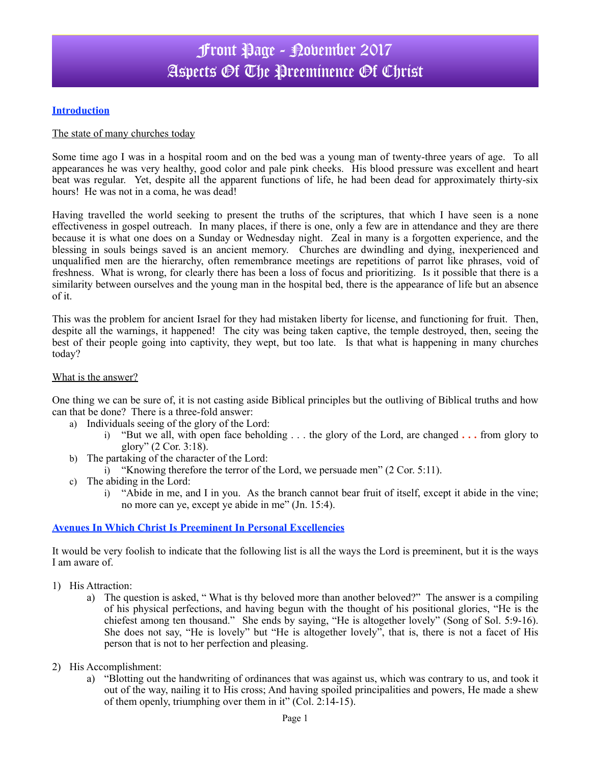# Front Page - November 2017
# Aspects Of The Preeminence Of Christ

## Introduction

The state of many churches today

Some time ago I was in a hospital room and on the bed was a young man of twenty-three years of age. To all appearances he was very healthy, good color and pale pink cheeks. His blood pressure was excellent and heart beat was regular. Yet, despite all the apparent functions of life, he had been dead for approximately thirty-six hours! He was not in a coma, he was dead!

Having travelled the world seeking to present the truths of the scriptures, that which I have seen is a none effectiveness in gospel outreach. In many places, if there is one, only a few are in attendance and they are there because it is what one does on a Sunday or Wednesday night. Zeal in many is a forgotten experience, and the blessing in souls beings saved is an ancient memory. Churches are dwindling and dying, inexperienced and unqualified men are the hierarchy, often remembrance meetings are repetitions of parrot like phrases, void of freshness. What is wrong, for clearly there has been a loss of focus and prioritizing. Is it possible that there is a similarity between ourselves and the young man in the hospital bed, there is the appearance of life but an absence of it.

This was the problem for ancient Israel for they had mistaken liberty for license, and functioning for fruit. Then, despite all the warnings, it happened! The city was being taken captive, the temple destroyed, then, seeing the best of their people going into captivity, they wept, but too late. Is that what is happening in many churches today?

What is the answer?

One thing we can be sure of, it is not casting aside Biblical principles but the outliving of Biblical truths and how can that be done? There is a three-fold answer:

a) Individuals seeing of the glory of the Lord:
   i) "But we all, with open face beholding . . . the glory of the Lord, are changed . . . from glory to glory" (2 Cor. 3:18).
b) The partaking of the character of the Lord:
   i) "Knowing therefore the terror of the Lord, we persuade men" (2 Cor. 5:11).
c) The abiding in the Lord:
   i) "Abide in me, and I in you. As the branch cannot bear fruit of itself, except it abide in the vine; no more can ye, except ye abide in me" (Jn. 15:4).

## Avenues In Which Christ Is Preeminent In Personal Excellencies

It would be very foolish to indicate that the following list is all the ways the Lord is preeminent, but it is the ways I am aware of.

1) His Attraction:
   a) The question is asked, " What is thy beloved more than another beloved?" The answer is a compiling of his physical perfections, and having begun with the thought of his positional glories, "He is the chiefest among ten thousand." She ends by saying, "He is altogether lovely" (Song of Sol. 5:9-16). She does not say, "He is lovely" but "He is altogether lovely", that is, there is not a facet of His person that is not to her perfection and pleasing.

2) His Accomplishment:
   a) "Blotting out the handwriting of ordinances that was against us, which was contrary to us, and took it out of the way, nailing it to His cross; And having spoiled principalities and powers, He made a shew of them openly, triumphing over them in it" (Col. 2:14-15).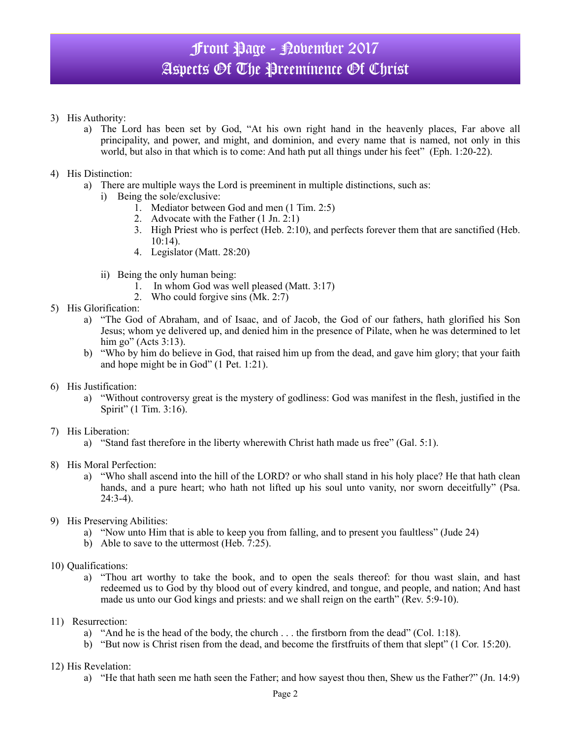# Front Page - November 2017
# Aspects Of The Preeminence Of Christ

3) His Authority:
    a) The Lord has been set by God, "At his own right hand in the heavenly places, Far above all principality, and power, and might, and dominion, and every name that is named, not only in this world, but also in that which is to come: And hath put all things under his feet" (Eph. 1:20-22).

4) His Distinction:
    a) There are multiple ways the Lord is preeminent in multiple distinctions, such as:
        i) Being the sole/exclusive:
            1. Mediator between God and men (1 Tim. 2:5)
            2. Advocate with the Father (1 Jn. 2:1)
            3. High Priest who is perfect (Heb. 2:10), and perfects forever them that are sanctified (Heb. 10:14).
            4. Legislator (Matt. 28:20)

        ii) Being the only human being:
            1. In whom God was well pleased (Matt. 3:17)
            2. Who could forgive sins (Mk. 2:7)

5) His Glorification:
    a) "The God of Abraham, and of Isaac, and of Jacob, the God of our fathers, hath glorified his Son Jesus; whom ye delivered up, and denied him in the presence of Pilate, when he was determined to let him go" (Acts 3:13).
    b) "Who by him do believe in God, that raised him up from the dead, and gave him glory; that your faith and hope might be in God" (1 Pet. 1:21).

6) His Justification:
    a) "Without controversy great is the mystery of godliness: God was manifest in the flesh, justified in the Spirit" (1 Tim. 3:16).

7) His Liberation:
    a) "Stand fast therefore in the liberty wherewith Christ hath made us free" (Gal. 5:1).

8) His Moral Perfection:
    a) "Who shall ascend into the hill of the LORD? or who shall stand in his holy place? He that hath clean hands, and a pure heart; who hath not lifted up his soul unto vanity, nor sworn deceitfully" (Psa. 24:3-4).

9) His Preserving Abilities:
    a) "Now unto Him that is able to keep you from falling, and to present you faultless" (Jude 24)
    b) Able to save to the uttermost (Heb. 7:25).

10) Qualifications:
    a) "Thou art worthy to take the book, and to open the seals thereof: for thou wast slain, and hast redeemed us to God by thy blood out of every kindred, and tongue, and people, and nation; And hast made us unto our God kings and priests: and we shall reign on the earth" (Rev. 5:9-10).

11) Resurrection:
    a) "And he is the head of the body, the church . . . the firstborn from the dead" (Col. 1:18).
    b) "But now is Christ risen from the dead, and become the firstfruits of them that slept" (1 Cor. 15:20).

12) His Revelation:
    a) "He that hath seen me hath seen the Father; and how sayest thou then, Shew us the Father?" (Jn. 14:9)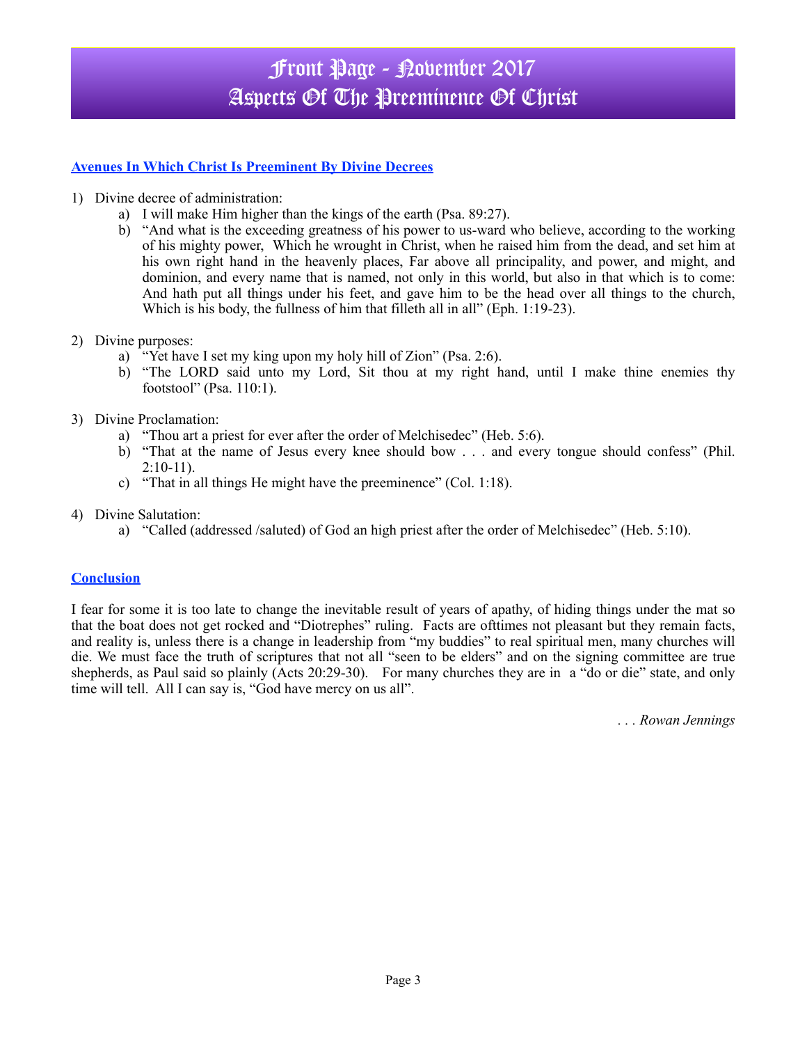# Front Page - November 2017
# Aspects Of The Preeminence Of Christ

**Avenues In Which Christ Is Preeminent By Divine Decrees**

1) Divine decree of administration:
    a) I will make Him higher than the kings of the earth (Psa. 89:27).
    b) "And what is the exceeding greatness of his power to us-ward who believe, according to the working of his mighty power, Which he wrought in Christ, when he raised him from the dead, and set him at his own right hand in the heavenly places, Far above all principality, and power, and might, and dominion, and every name that is named, not only in this world, but also in that which is to come: And hath put all things under his feet, and gave him to be the head over all things to the church, Which is his body, the fullness of him that filleth all in all" (Eph. 1:19-23).

2) Divine purposes:
    a) "Yet have I set my king upon my holy hill of Zion" (Psa. 2:6).
    b) "The LORD said unto my Lord, Sit thou at my right hand, until I make thine enemies thy footstool" (Psa. 110:1).

3) Divine Proclamation:
    a) "Thou art a priest for ever after the order of Melchisedec" (Heb. 5:6).
    b) "That at the name of Jesus every knee should bow . . . and every tongue should confess" (Phil. 2:10-11).
    c) "That in all things He might have the preeminence" (Col. 1:18).

4) Divine Salutation:
    a) "Called (addressed /saluted) of God an high priest after the order of Melchisedec" (Heb. 5:10).

**Conclusion**

I fear for some it is too late to change the inevitable result of years of apathy, of hiding things under the mat so that the boat does not get rocked and "Diotrephes" ruling. Facts are ofttimes not pleasant but they remain facts, and reality is, unless there is a change in leadership from "my buddies" to real spiritual men, many churches will die. We must face the truth of scriptures that not all "seen to be elders" and on the signing committee are true shepherds, as Paul said so plainly (Acts 20:29-30). For many churches they are in a "do or die" state, and only time will tell. All I can say is, "God have mercy on us all".

*. . . Rowan Jennings*